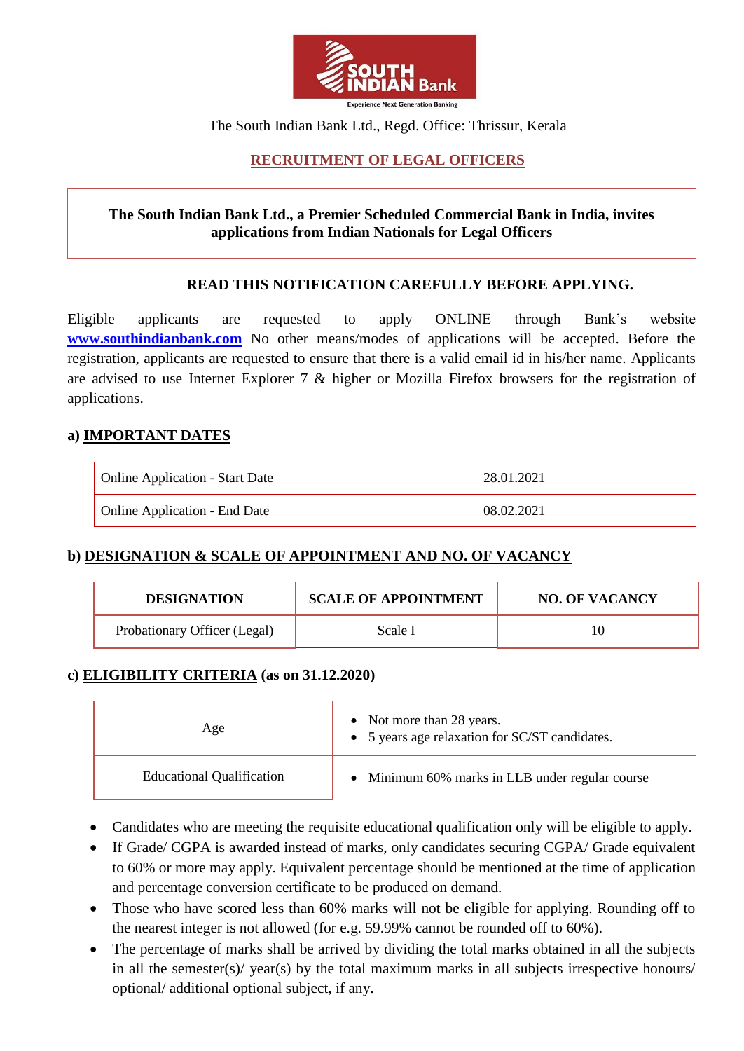SOUTH INDIAN Bank

Experience Next Generation Banking

The South Indian Bank Ltd., Regd. Office: Thrissur, Kerala

# RECRUITMENT OF LEGAL OFFICERS

**The South Indian Bank Ltd., a Premier Scheduled Commercial Bank in India, invites applications from Indian Nationals for Legal Officers**

**READ THIS NOTIFICATION CAREFULLY BEFORE APPLYING.**

Eligible applicants are requested to apply ONLINE through Bank's website **www.southindianbank.com** No other means/modes of applications will be accepted. Before the registration, applicants are requested to ensure that there is a valid email id in his/her name. Applicants are advised to use Internet Explorer 7 & higher or Mozilla Firefox browsers for the registration of applications.

## a) IMPORTANT DATES

| | |
|---|---|
| Online Application - Start Date | 28.01.2021 |
| Online Application - End Date | 08.02.2021 |

## b) DESIGNATION & SCALE OF APPOINTMENT AND NO. OF VACANCY

| DESIGNATION | SCALE OF APPOINTMENT | NO. OF VACANCY |
|---|---|---|
| Probationary Officer (Legal) | Scale I | 10 |

## c) ELIGIBILITY CRITERIA (as on 31.12.2020)

| | |
|---|---|
| Age | • Not more than 28 years.<br>• 5 years age relaxation for SC/ST candidates. |
| Educational Qualification | • Minimum 60% marks in LLB under regular course |

- Candidates who are meeting the requisite educational qualification only will be eligible to apply.
- If Grade/ CGPA is awarded instead of marks, only candidates securing CGPA/ Grade equivalent to 60% or more may apply. Equivalent percentage should be mentioned at the time of application and percentage conversion certificate to be produced on demand.
- Those who have scored less than 60% marks will not be eligible for applying. Rounding off to the nearest integer is not allowed (for e.g. 59.99% cannot be rounded off to 60%).
- The percentage of marks shall be arrived by dividing the total marks obtained in all the subjects in all the semester(s)/ year(s) by the total maximum marks in all subjects irrespective honours/ optional/ additional optional subject, if any.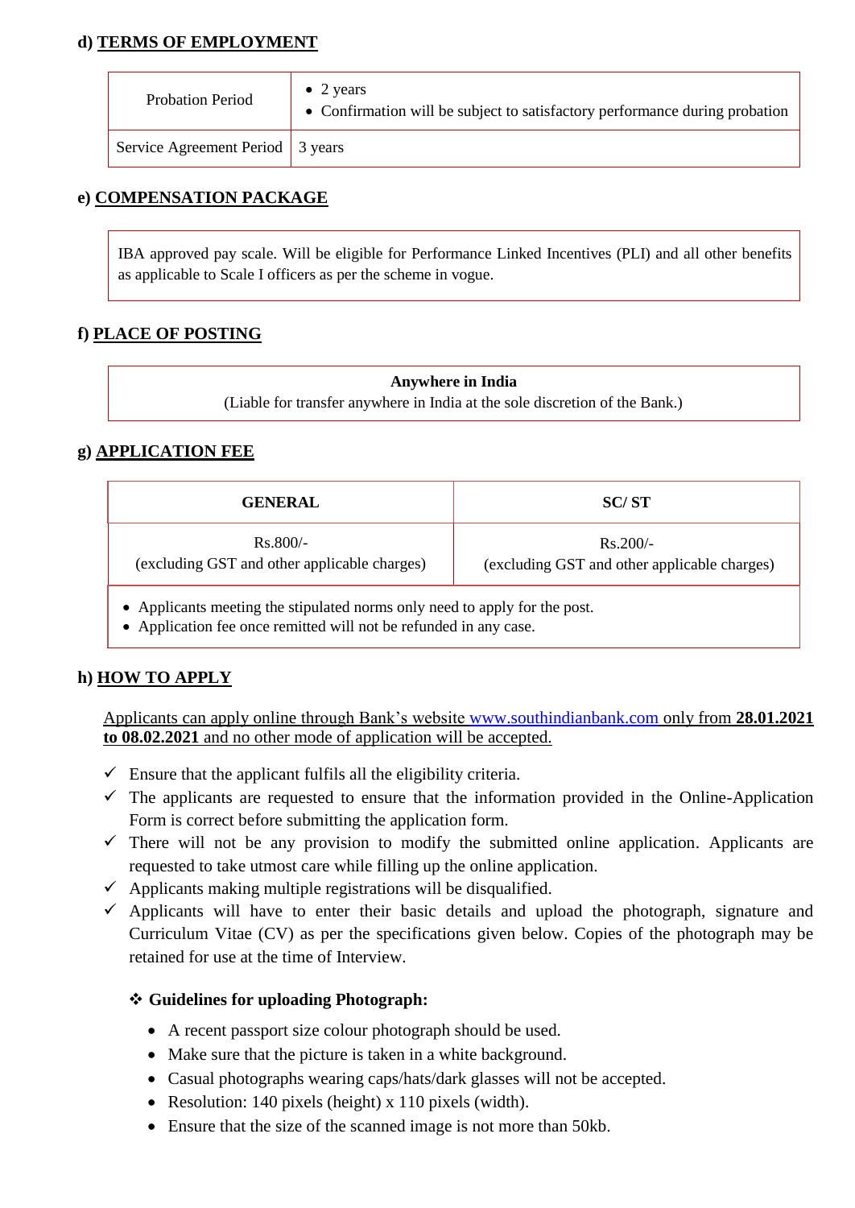#### d) TERMS OF EMPLOYMENT

| Probation Period | • 2 years<br>• Confirmation will be subject to satisfactory performance during probation |
|---|---|
| Service Agreement Period | 3 years |

#### e) COMPENSATION PACKAGE

IBA approved pay scale. Will be eligible for Performance Linked Incentives (PLI) and all other benefits as applicable to Scale I officers as per the scheme in vogue.

#### f) PLACE OF POSTING

**Anywhere in India**
(Liable for transfer anywhere in India at the sole discretion of the Bank.)

#### g) APPLICATION FEE

| GENERAL | SC/ ST |
|---|---|
| Rs.800/-<br>(excluding GST and other applicable charges) | Rs.200/-<br>(excluding GST and other applicable charges) |

- Applicants meeting the stipulated norms only need to apply for the post.
- Application fee once remitted will not be refunded in any case.

#### h) HOW TO APPLY

Applicants can apply online through Bank's website www.southindianbank.com only from **28.01.2021 to 08.02.2021** and no other mode of application will be accepted.

- ✓ Ensure that the applicant fulfils all the eligibility criteria.
- ✓ The applicants are requested to ensure that the information provided in the Online-Application Form is correct before submitting the application form.
- ✓ There will not be any provision to modify the submitted online application. Applicants are requested to take utmost care while filling up the online application.
- ✓ Applicants making multiple registrations will be disqualified.
- ✓ Applicants will have to enter their basic details and upload the photograph, signature and Curriculum Vitae (CV) as per the specifications given below. Copies of the photograph may be retained for use at the time of Interview.

❖ **Guidelines for uploading Photograph:**

- A recent passport size colour photograph should be used.
- Make sure that the picture is taken in a white background.
- Casual photographs wearing caps/hats/dark glasses will not be accepted.
- Resolution: 140 pixels (height) x 110 pixels (width).
- Ensure that the size of the scanned image is not more than 50kb.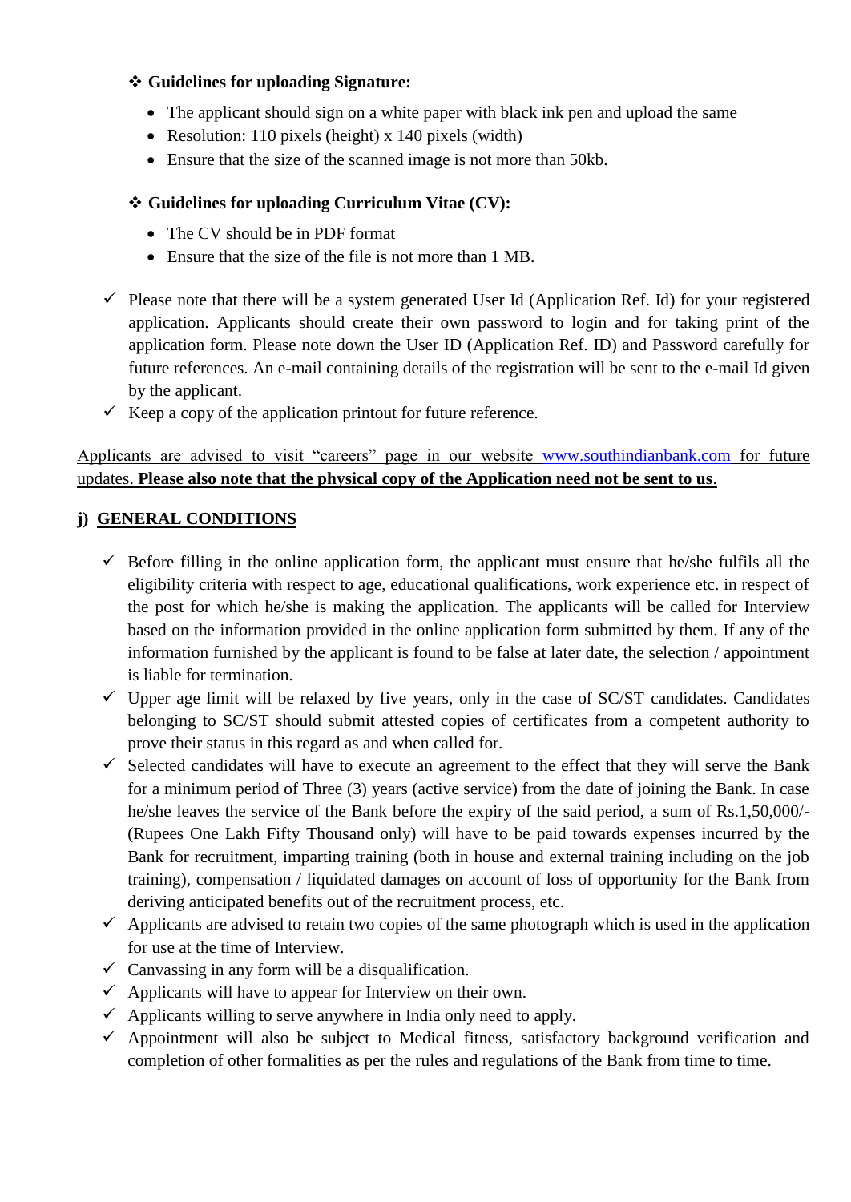❖ **Guidelines for uploading Signature:**

- The applicant should sign on a white paper with black ink pen and upload the same
- Resolution: 110 pixels (height) x 140 pixels (width)
- Ensure that the size of the scanned image is not more than 50kb.

❖ **Guidelines for uploading Curriculum Vitae (CV):**

- The CV should be in PDF format
- Ensure that the size of the file is not more than 1 MB.

✓ Please note that there will be a system generated User Id (Application Ref. Id) for your registered application. Applicants should create their own password to login and for taking print of the application form. Please note down the User ID (Application Ref. ID) and Password carefully for future references. An e-mail containing details of the registration will be sent to the e-mail Id given by the applicant.

✓ Keep a copy of the application printout for future reference.

Applicants are advised to visit "careers" page in our website www.southindianbank.com for future updates. **Please also note that the physical copy of the Application need not be sent to us**.

## j) GENERAL CONDITIONS

✓ Before filling in the online application form, the applicant must ensure that he/she fulfils all the eligibility criteria with respect to age, educational qualifications, work experience etc. in respect of the post for which he/she is making the application. The applicants will be called for Interview based on the information provided in the online application form submitted by them. If any of the information furnished by the applicant is found to be false at later date, the selection / appointment is liable for termination.

✓ Upper age limit will be relaxed by five years, only in the case of SC/ST candidates. Candidates belonging to SC/ST should submit attested copies of certificates from a competent authority to prove their status in this regard as and when called for.

✓ Selected candidates will have to execute an agreement to the effect that they will serve the Bank for a minimum period of Three (3) years (active service) from the date of joining the Bank. In case he/she leaves the service of the Bank before the expiry of the said period, a sum of Rs.1,50,000/- (Rupees One Lakh Fifty Thousand only) will have to be paid towards expenses incurred by the Bank for recruitment, imparting training (both in house and external training including on the job training), compensation / liquidated damages on account of loss of opportunity for the Bank from deriving anticipated benefits out of the recruitment process, etc.

✓ Applicants are advised to retain two copies of the same photograph which is used in the application for use at the time of Interview.

✓ Canvassing in any form will be a disqualification.

✓ Applicants will have to appear for Interview on their own.

✓ Applicants willing to serve anywhere in India only need to apply.

✓ Appointment will also be subject to Medical fitness, satisfactory background verification and completion of other formalities as per the rules and regulations of the Bank from time to time.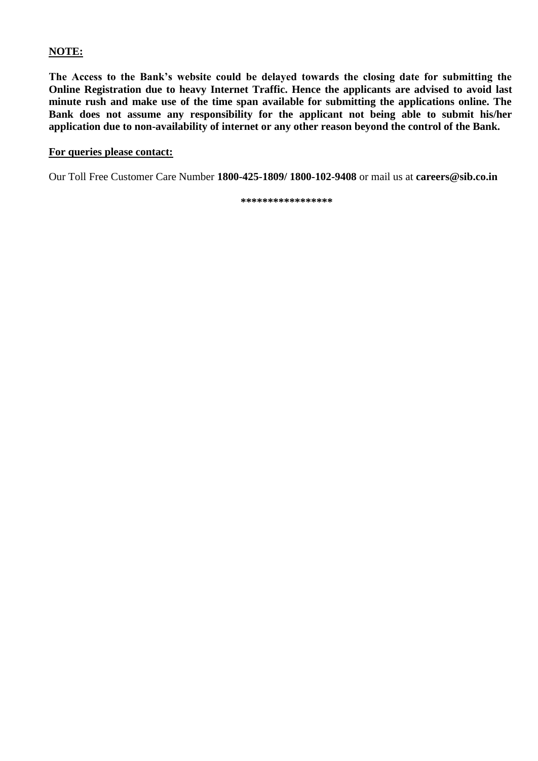**<u>NOTE:</u>**

**The Access to the Bank's website could be delayed towards the closing date for submitting the Online Registration due to heavy Internet Traffic. Hence the applicants are advised to avoid last minute rush and make use of the time span available for submitting the applications online. The Bank does not assume any responsibility for the applicant not being able to submit his/her application due to non-availability of internet or any other reason beyond the control of the Bank.**

**<u>For queries please contact:</u>**

Our Toll Free Customer Care Number **1800-425-1809/ 1800-102-9408** or mail us at **careers@sib.co.in**

****************